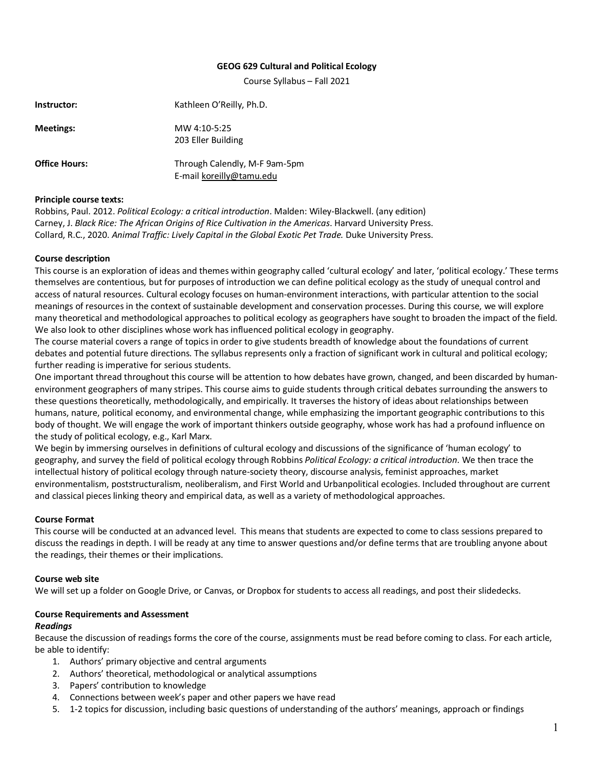**GEOG 629 Cultural and Political Ecology**

Course Syllabus – Fall 2021

| | |
|---|---|
| **Instructor:** | Kathleen O'Reilly, Ph.D. |
| **Meetings:** | MW 4:10-5:25<br>203 Eller Building |
| **Office Hours:** | Through Calendly, M-F 9am-5pm<br>E-mail koreilly@tamu.edu |

**Principle course texts:**

Robbins, Paul. 2012. *Political Ecology: a critical introduction*. Malden: Wiley-Blackwell. (any edition)
Carney, J. *Black Rice: The African Origins of Rice Cultivation in the Americas*. Harvard University Press.
Collard, R.C., 2020. *Animal Traffic: Lively Capital in the Global Exotic Pet Trade.* Duke University Press.

**Course description**

This course is an exploration of ideas and themes within geography called 'cultural ecology' and later, 'political ecology.' These terms themselves are contentious, but for purposes of introduction we can define political ecology as the study of unequal control and access of natural resources. Cultural ecology focuses on human-environment interactions, with particular attention to the social meanings of resources in the context of sustainable development and conservation processes. During this course, we will explore many theoretical and methodological approaches to political ecology as geographers have sought to broaden the impact of the field. We also look to other disciplines whose work has influenced political ecology in geography.

The course material covers a range of topics in order to give students breadth of knowledge about the foundations of current debates and potential future directions. The syllabus represents only a fraction of significant work in cultural and political ecology; further reading is imperative for serious students.

One important thread throughout this course will be attention to how debates have grown, changed, and been discarded by human-environment geographers of many stripes. This course aims to guide students through critical debates surrounding the answers to these questions theoretically, methodologically, and empirically. It traverses the history of ideas about relationships between humans, nature, political economy, and environmental change, while emphasizing the important geographic contributions to this body of thought. We will engage the work of important thinkers outside geography, whose work has had a profound influence on the study of political ecology, e.g., Karl Marx.

We begin by immersing ourselves in definitions of cultural ecology and discussions of the significance of 'human ecology' to geography, and survey the field of political ecology through Robbins *Political Ecology: a critical introduction*. We then trace the intellectual history of political ecology through nature-society theory, discourse analysis, feminist approaches, market environmentalism, poststructuralism, neoliberalism, and First World and Urbanpolitical ecologies. Included throughout are current and classical pieces linking theory and empirical data, as well as a variety of methodological approaches.

**Course Format**

This course will be conducted at an advanced level. This means that students are expected to come to class sessions prepared to discuss the readings in depth. I will be ready at any time to answer questions and/or define terms that are troubling anyone about the readings, their themes or their implications.

**Course web site**

We will set up a folder on Google Drive, or Canvas, or Dropbox for students to access all readings, and post their slidedecks.

**Course Requirements and Assessment**

***Readings***

Because the discussion of readings forms the core of the course, assignments must be read before coming to class. For each article, be able to identify:

1. Authors' primary objective and central arguments
2. Authors' theoretical, methodological or analytical assumptions
3. Papers' contribution to knowledge
4. Connections between week's paper and other papers we have read
5. 1-2 topics for discussion, including basic questions of understanding of the authors' meanings, approach or findings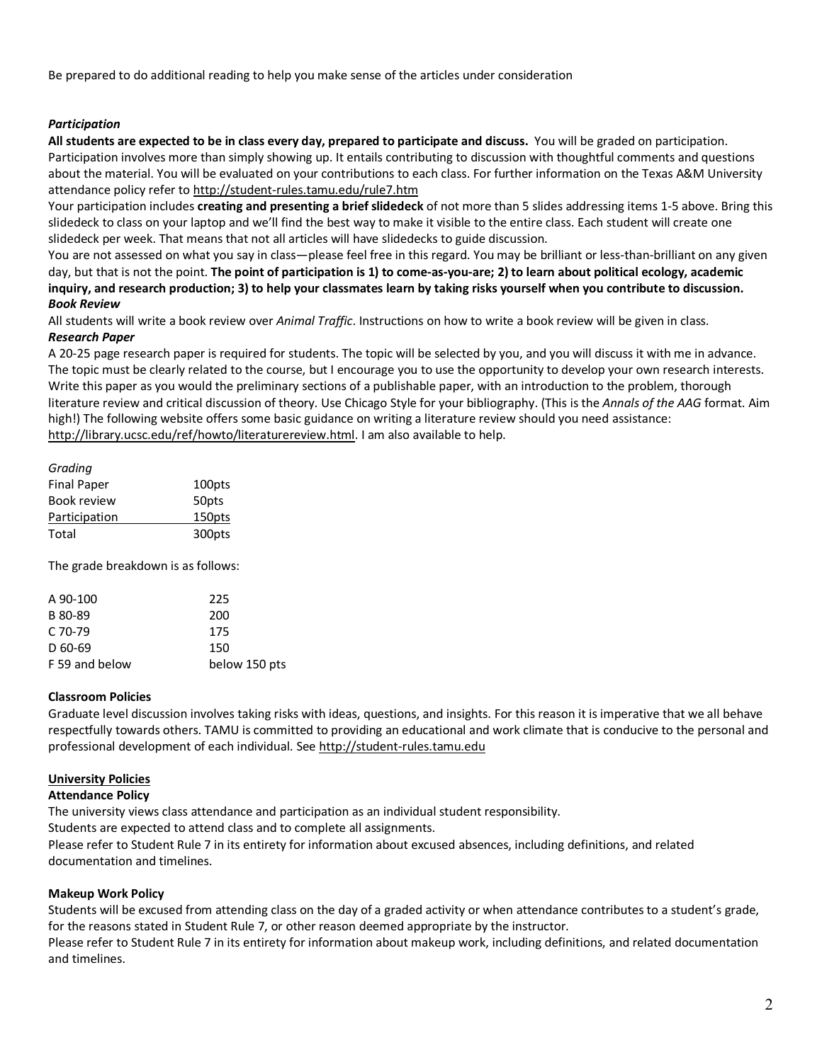Be prepared to do additional reading to help you make sense of the articles under consideration

***Participation***

**All students are expected to be in class every day, prepared to participate and discuss.** You will be graded on participation. Participation involves more than simply showing up. It entails contributing to discussion with thoughtful comments and questions about the material. You will be evaluated on your contributions to each class. For further information on the Texas A&M University attendance policy refer to http://student-rules.tamu.edu/rule7.htm

Your participation includes **creating and presenting a brief slidedeck** of not more than 5 slides addressing items 1-5 above. Bring this slidedeck to class on your laptop and we'll find the best way to make it visible to the entire class. Each student will create one slidedeck per week. That means that not all articles will have slidedecks to guide discussion.

You are not assessed on what you say in class—please feel free in this regard. You may be brilliant or less-than-brilliant on any given day, but that is not the point. **The point of participation is 1) to come-as-you-are; 2) to learn about political ecology, academic inquiry, and research production; 3) to help your classmates learn by taking risks yourself when you contribute to discussion.**

***Book Review***

All students will write a book review over *Animal Traffic*. Instructions on how to write a book review will be given in class.

***Research Paper***

A 20-25 page research paper is required for students. The topic will be selected by you, and you will discuss it with me in advance. The topic must be clearly related to the course, but I encourage you to use the opportunity to develop your own research interests. Write this paper as you would the preliminary sections of a publishable paper, with an introduction to the problem, thorough literature review and critical discussion of theory. Use Chicago Style for your bibliography. (This is the *Annals of the AAG* format. Aim high!) The following website offers some basic guidance on writing a literature review should you need assistance: http://library.ucsc.edu/ref/howto/literaturereview.html. I am also available to help.

*Grading*

| | |
|---|---|
| Final Paper | 100pts |
| Book review | 50pts |
| Participation | 150pts |
| Total | 300pts |

The grade breakdown is as follows:

| | |
|---|---|
| A 90-100 | 225 |
| B 80-89 | 200 |
| C 70-79 | 175 |
| D 60-69 | 150 |
| F 59 and below | below 150 pts |

**Classroom Policies**

Graduate level discussion involves taking risks with ideas, questions, and insights. For this reason it is imperative that we all behave respectfully towards others. TAMU is committed to providing an educational and work climate that is conducive to the personal and professional development of each individual. See http://student-rules.tamu.edu

## University Policies

**Attendance Policy**

The university views class attendance and participation as an individual student responsibility.

Students are expected to attend class and to complete all assignments.

Please refer to Student Rule 7 in its entirety for information about excused absences, including definitions, and related documentation and timelines.

**Makeup Work Policy**

Students will be excused from attending class on the day of a graded activity or when attendance contributes to a student's grade, for the reasons stated in Student Rule 7, or other reason deemed appropriate by the instructor.

Please refer to Student Rule 7 in its entirety for information about makeup work, including definitions, and related documentation and timelines.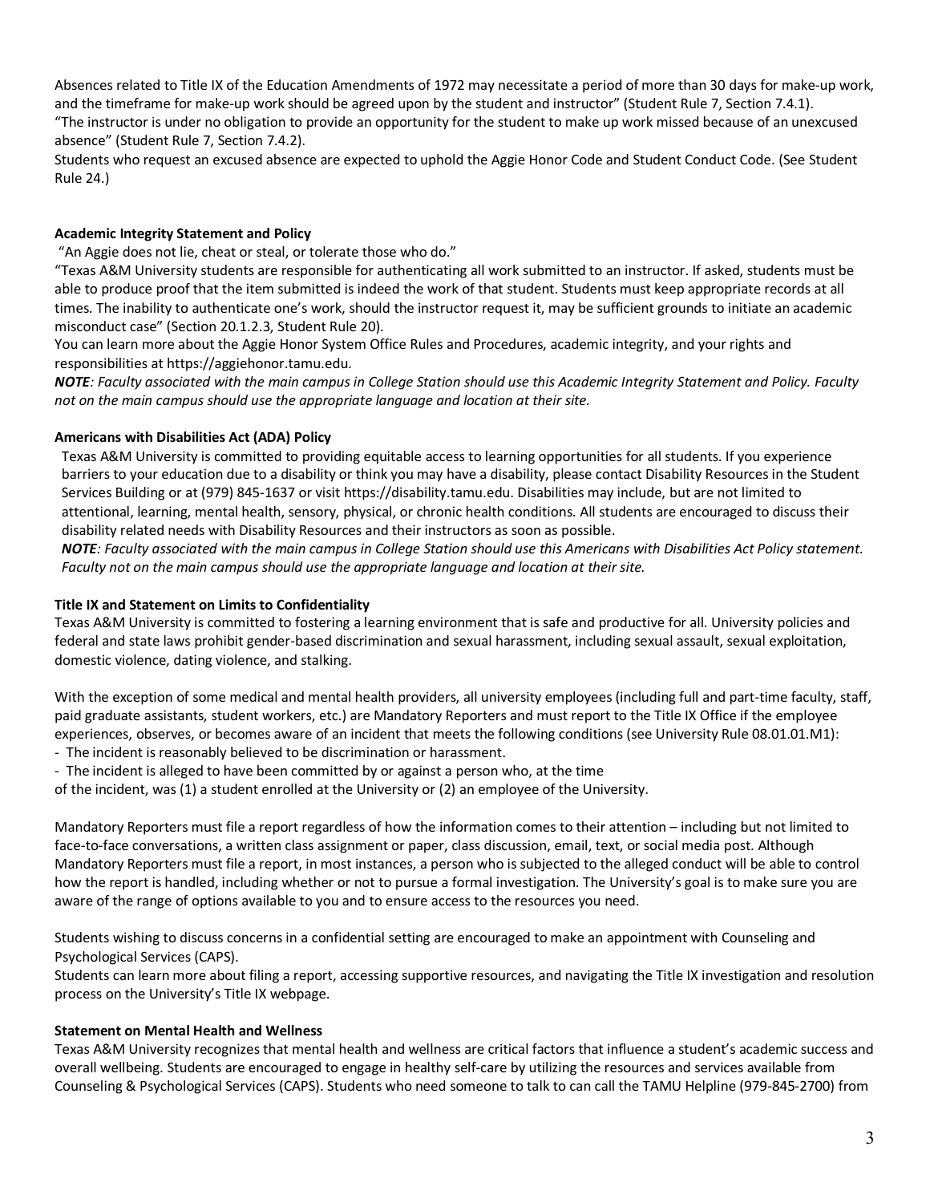Absences related to Title IX of the Education Amendments of 1972 may necessitate a period of more than 30 days for make-up work, and the timeframe for make-up work should be agreed upon by the student and instructor" (Student Rule 7, Section 7.4.1).
"The instructor is under no obligation to provide an opportunity for the student to make up work missed because of an unexcused absence" (Student Rule 7, Section 7.4.2).
Students who request an excused absence are expected to uphold the Aggie Honor Code and Student Conduct Code. (See Student Rule 24.)

**Academic Integrity Statement and Policy**

"An Aggie does not lie, cheat or steal, or tolerate those who do."
"Texas A&M University students are responsible for authenticating all work submitted to an instructor. If asked, students must be able to produce proof that the item submitted is indeed the work of that student. Students must keep appropriate records at all times. The inability to authenticate one's work, should the instructor request it, may be sufficient grounds to initiate an academic misconduct case" (Section 20.1.2.3, Student Rule 20).
You can learn more about the Aggie Honor System Office Rules and Procedures, academic integrity, and your rights and responsibilities at https://aggiehonor.tamu.edu.
***NOTE**: Faculty associated with the main campus in College Station should use this Academic Integrity Statement and Policy. Faculty not on the main campus should use the appropriate language and location at their site.*

**Americans with Disabilities Act (ADA) Policy**

Texas A&M University is committed to providing equitable access to learning opportunities for all students. If you experience barriers to your education due to a disability or think you may have a disability, please contact Disability Resources in the Student Services Building or at (979) 845-1637 or visit https://disability.tamu.edu. Disabilities may include, but are not limited to attentional, learning, mental health, sensory, physical, or chronic health conditions. All students are encouraged to discuss their disability related needs with Disability Resources and their instructors as soon as possible.
***NOTE**: Faculty associated with the main campus in College Station should use this Americans with Disabilities Act Policy statement. Faculty not on the main campus should use the appropriate language and location at their site.*

**Title IX and Statement on Limits to Confidentiality**

Texas A&M University is committed to fostering a learning environment that is safe and productive for all. University policies and federal and state laws prohibit gender-based discrimination and sexual harassment, including sexual assault, sexual exploitation, domestic violence, dating violence, and stalking.

With the exception of some medical and mental health providers, all university employees (including full and part-time faculty, staff, paid graduate assistants, student workers, etc.) are Mandatory Reporters and must report to the Title IX Office if the employee experiences, observes, or becomes aware of an incident that meets the following conditions (see University Rule 08.01.01.M1):

- The incident is reasonably believed to be discrimination or harassment.
- The incident is alleged to have been committed by or against a person who, at the time of the incident, was (1) a student enrolled at the University or (2) an employee of the University.

Mandatory Reporters must file a report regardless of how the information comes to their attention – including but not limited to face-to-face conversations, a written class assignment or paper, class discussion, email, text, or social media post. Although Mandatory Reporters must file a report, in most instances, a person who is subjected to the alleged conduct will be able to control how the report is handled, including whether or not to pursue a formal investigation. The University's goal is to make sure you are aware of the range of options available to you and to ensure access to the resources you need.

Students wishing to discuss concerns in a confidential setting are encouraged to make an appointment with Counseling and Psychological Services (CAPS).
Students can learn more about filing a report, accessing supportive resources, and navigating the Title IX investigation and resolution process on the University's Title IX webpage.

**Statement on Mental Health and Wellness**

Texas A&M University recognizes that mental health and wellness are critical factors that influence a student's academic success and overall wellbeing. Students are encouraged to engage in healthy self-care by utilizing the resources and services available from Counseling & Psychological Services (CAPS). Students who need someone to talk to can call the TAMU Helpline (979-845-2700) from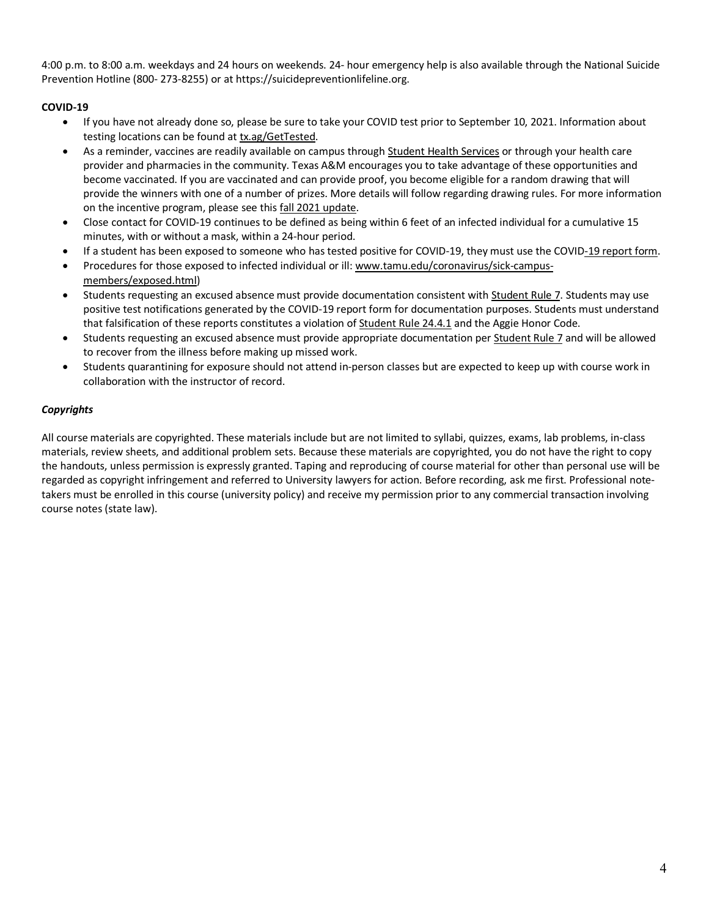4:00 p.m. to 8:00 a.m. weekdays and 24 hours on weekends. 24- hour emergency help is also available through the National Suicide Prevention Hotline (800- 273-8255) or at https://suicidepreventionlifeline.org.

**COVID-19**

- If you have not already done so, please be sure to take your COVID test prior to September 10, 2021. Information about testing locations can be found at tx.ag/GetTested.
- As a reminder, vaccines are readily available on campus through Student Health Services or through your health care provider and pharmacies in the community. Texas A&M encourages you to take advantage of these opportunities and become vaccinated. If you are vaccinated and can provide proof, you become eligible for a random drawing that will provide the winners with one of a number of prizes. More details will follow regarding drawing rules. For more information on the incentive program, please see this fall 2021 update.
- Close contact for COVID-19 continues to be defined as being within 6 feet of an infected individual for a cumulative 15 minutes, with or without a mask, within a 24-hour period.
- If a student has been exposed to someone who has tested positive for COVID-19, they must use the COVID-19 report form.
- Procedures for those exposed to infected individual or ill: www.tamu.edu/coronavirus/sick-campus-members/exposed.html)
- Students requesting an excused absence must provide documentation consistent with Student Rule 7. Students may use positive test notifications generated by the COVID-19 report form for documentation purposes. Students must understand that falsification of these reports constitutes a violation of Student Rule 24.4.1 and the Aggie Honor Code.
- Students requesting an excused absence must provide appropriate documentation per Student Rule 7 and will be allowed to recover from the illness before making up missed work.
- Students quarantining for exposure should not attend in-person classes but are expected to keep up with course work in collaboration with the instructor of record.

***Copyrights***

All course materials are copyrighted. These materials include but are not limited to syllabi, quizzes, exams, lab problems, in-class materials, review sheets, and additional problem sets. Because these materials are copyrighted, you do not have the right to copy the handouts, unless permission is expressly granted. Taping and reproducing of course material for other than personal use will be regarded as copyright infringement and referred to University lawyers for action. Before recording, ask me first. Professional note-takers must be enrolled in this course (university policy) and receive my permission prior to any commercial transaction involving course notes (state law).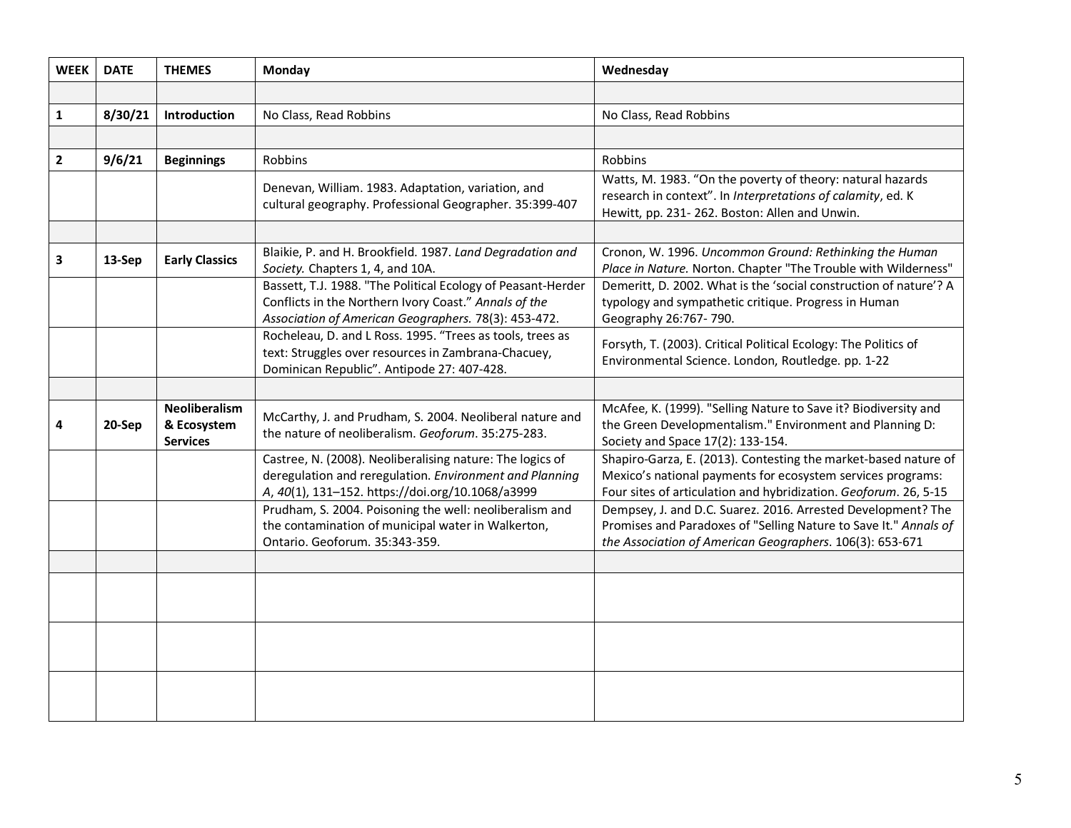| WEEK | DATE | THEMES | Monday | Wednesday |
|---|---|---|---|---|
| | | | | |
| **1** | **8/30/21** | **Introduction** | No Class, Read Robbins | No Class, Read Robbins |
| | | | | |
| **2** | **9/6/21** | **Beginnings** | Robbins | Robbins |
| | | | Denevan, William. 1983. Adaptation, variation, and cultural geography. Professional Geographer. 35:399-407 | Watts, M. 1983. "On the poverty of theory: natural hazards research in context". In *Interpretations of calamity*, ed. K Hewitt, pp. 231- 262. Boston: Allen and Unwin. |
| | | | | |
| **3** | **13-Sep** | **Early Classics** | Blaikie, P. and H. Brookfield. 1987. *Land Degradation and Society.* Chapters 1, 4, and 10A. | Cronon, W. 1996. *Uncommon Ground: Rethinking the Human Place in Nature.* Norton. Chapter "The Trouble with Wilderness" |
| | | | Bassett, T.J. 1988. "The Political Ecology of Peasant-Herder Conflicts in the Northern Ivory Coast." *Annals of the Association of American Geographers.* 78(3): 453-472. | Demeritt, D. 2002. What is the 'social construction of nature'? A typology and sympathetic critique. Progress in Human Geography 26:767- 790. |
| | | | Rocheleau, D. and L Ross. 1995. "Trees as tools, trees as text: Struggles over resources in Zambrana-Chacuey, Dominican Republic". Antipode 27: 407-428. | Forsyth, T. (2003). Critical Political Ecology: The Politics of Environmental Science. London, Routledge. pp. 1-22 |
| | | | | |
| **4** | **20-Sep** | **Neoliberalism & Ecosystem Services** | McCarthy, J. and Prudham, S. 2004. Neoliberal nature and the nature of neoliberalism. *Geoforum*. 35:275-283. | McAfee, K. (1999). "Selling Nature to Save it? Biodiversity and the Green Developmentalism." Environment and Planning D: Society and Space 17(2): 133-154. |
| | | | Castree, N. (2008). Neoliberalising nature: The logics of deregulation and reregulation. *Environment and Planning A*, *40*(1), 131–152. https://doi.org/10.1068/a3999 | Shapiro-Garza, E. (2013). Contesting the market-based nature of Mexico's national payments for ecosystem services programs: Four sites of articulation and hybridization. *Geoforum*. 26, 5-15 |
| | | | Prudham, S. 2004. Poisoning the well: neoliberalism and the contamination of municipal water in Walkerton, Ontario. Geoforum. 35:343-359. | Dempsey, J. and D.C. Suarez. 2016. Arrested Development? The Promises and Paradoxes of "Selling Nature to Save It." *Annals of the Association of American Geographers*. 106(3): 653-671 |
| | | | | |
| | | | | |
| | | | | |
| | | | | |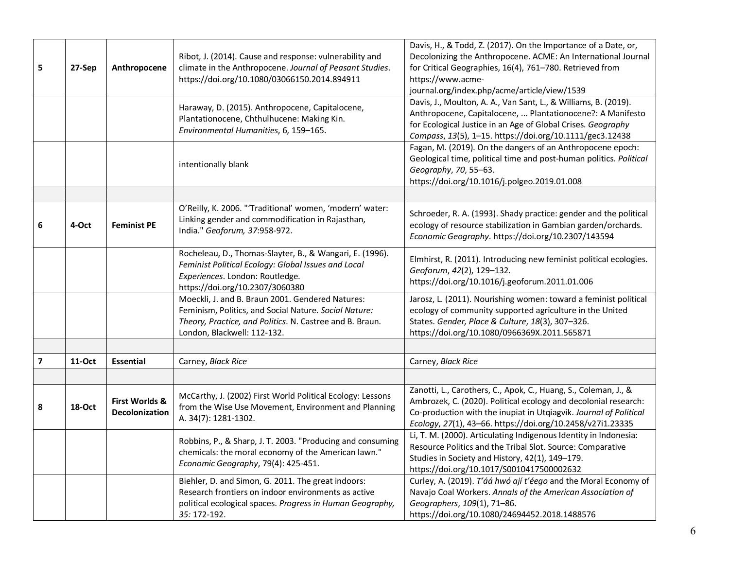| | | | | |
|---|---|---|---|---|
| **5** | **27-Sep** | **Anthropocene** | Ribot, J. (2014). Cause and response: vulnerability and climate in the Anthropocene. *Journal of Peasant Studies*. https://doi.org/10.1080/03066150.2014.894911 | Davis, H., & Todd, Z. (2017). On the Importance of a Date, or, Decolonizing the Anthropocene. ACME: An International Journal for Critical Geographies, 16(4), 761–780. Retrieved from https://www.acme-journal.org/index.php/acme/article/view/1539 |
| | | | Haraway, D. (2015). Anthropocene, Capitalocene, Plantationocene, Chthulhucene: Making Kin. *Environmental Humanities*, 6, 159–165. | Davis, J., Moulton, A. A., Van Sant, L., & Williams, B. (2019). Anthropocene, Capitalocene, ... Plantationocene?: A Manifesto for Ecological Justice in an Age of Global Crises. *Geography Compass*, *13*(5), 1–15. https://doi.org/10.1111/gec3.12438 |
| | | | intentionally blank | Fagan, M. (2019). On the dangers of an Anthropocene epoch: Geological time, political time and post-human politics. *Political Geography*, *70*, 55–63. https://doi.org/10.1016/j.polgeo.2019.01.008 |
| | | | | |
| **6** | **4-Oct** | **Feminist PE** | O'Reilly, K. 2006. "'Traditional' women, 'modern' water: Linking gender and commodification in Rajasthan, India." *Geoforum, 37*:958-972. | Schroeder, R. A. (1993). Shady practice: gender and the political ecology of resource stabilization in Gambian garden/orchards. *Economic Geography*. https://doi.org/10.2307/143594 |
| | | | Rocheleau, D., Thomas-Slayter, B., & Wangari, E. (1996). *Feminist Political Ecology: Global Issues and Local Experiences*. London: Routledge. https://doi.org/10.2307/3060380 | Elmhirst, R. (2011). Introducing new feminist political ecologies. *Geoforum*, *42*(2), 129–132. https://doi.org/10.1016/j.geoforum.2011.01.006 |
| | | | Moeckli, J. and B. Braun 2001. Gendered Natures: Feminism, Politics, and Social Nature. *Social Nature: Theory, Practice, and Politics*. N. Castree and B. Braun. London, Blackwell: 112-132. | Jarosz, L. (2011). Nourishing women: toward a feminist political ecology of community supported agriculture in the United States. *Gender, Place & Culture*, *18*(3), 307–326. https://doi.org/10.1080/0966369X.2011.565871 |
| | | | | |
| **7** | **11-Oct** | **Essential** | Carney, *Black Rice* | Carney, *Black Rice* |
| | | | | |
| **8** | **18-Oct** | **First Worlds & Decolonization** | McCarthy, J. (2002) First World Political Ecology: Lessons from the Wise Use Movement, Environment and Planning A. 34(7): 1281-1302. | Zanotti, L., Carothers, C., Apok, C., Huang, S., Coleman, J., & Ambrozek, C. (2020). Political ecology and decolonial research: Co-production with the inupiat in Utqiagvik. *Journal of Political Ecology*, *27*(1), 43–66. https://doi.org/10.2458/v27i1.23335 |
| | | | Robbins, P., & Sharp, J. T. 2003. "Producing and consuming chemicals: the moral economy of the American lawn." *Economic Geography*, 79(4): 425-451. | Li, T. M. (2000). Articulating Indigenous Identity in Indonesia: Resource Politics and the Tribal Slot. Source: Comparative Studies in Society and History, 42(1), 149–179. https://doi.org/10.1017/S0010417500002632 |
| | | | Biehler, D. and Simon, G. 2011. The great indoors: Research frontiers on indoor environments as active political ecological spaces. *Progress in Human Geography, 35:* 172-192. | Curley, A. (2019). *T'áá hwó ají t'éego* and the Moral Economy of Navajo Coal Workers. *Annals of the American Association of Geographers*, *109*(1), 71–86. https://doi.org/10.1080/24694452.2018.1488576 |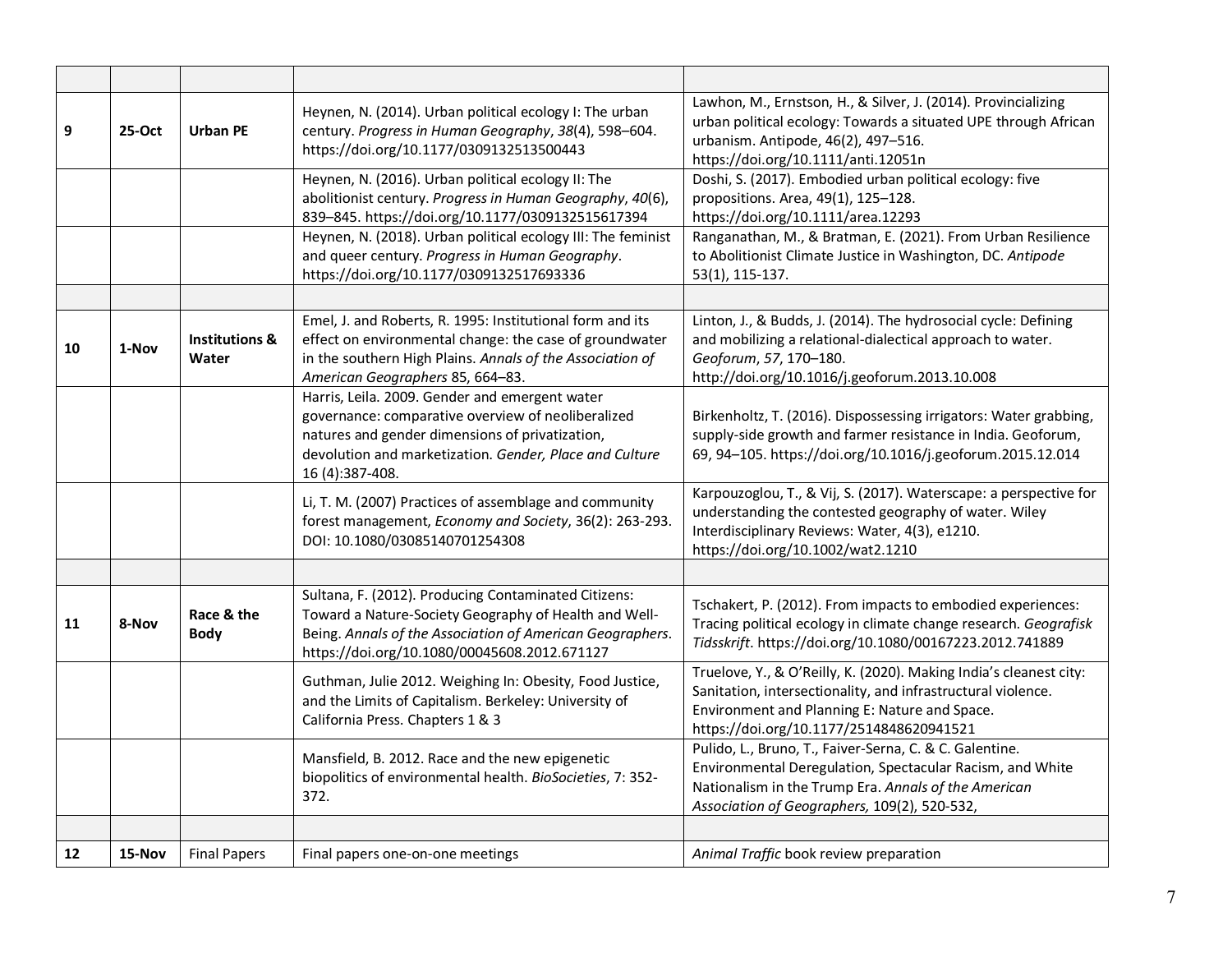| | | | | |
|---|---|---|---|---|
| **9** | **25-Oct** | **Urban PE** | Heynen, N. (2014). Urban political ecology I: The urban century. *Progress in Human Geography*, *38*(4), 598–604. https://doi.org/10.1177/0309132513500443 | Lawhon, M., Ernstson, H., & Silver, J. (2014). Provincializing urban political ecology: Towards a situated UPE through African urbanism. Antipode, 46(2), 497–516. https://doi.org/10.1111/anti.12051n |
| | | | Heynen, N. (2016). Urban political ecology II: The abolitionist century. *Progress in Human Geography*, *40*(6), 839–845. https://doi.org/10.1177/0309132515617394 | Doshi, S. (2017). Embodied urban political ecology: five propositions. Area, 49(1), 125–128. https://doi.org/10.1111/area.12293 |
| | | | Heynen, N. (2018). Urban political ecology III: The feminist and queer century. *Progress in Human Geography*. https://doi.org/10.1177/0309132517693336 | Ranganathan, M., & Bratman, E. (2021). From Urban Resilience to Abolitionist Climate Justice in Washington, DC. *Antipode* 53(1), 115-137. |
| | | | | |
| **10** | **1-Nov** | **Institutions & Water** | Emel, J. and Roberts, R. 1995: Institutional form and its effect on environmental change: the case of groundwater in the southern High Plains. *Annals of the Association of American Geographers* 85, 664–83. | Linton, J., & Budds, J. (2014). The hydrosocial cycle: Defining and mobilizing a relational-dialectical approach to water. *Geoforum*, *57*, 170–180. http://doi.org/10.1016/j.geoforum.2013.10.008 |
| | | | Harris, Leila. 2009. Gender and emergent water governance: comparative overview of neoliberalized natures and gender dimensions of privatization, devolution and marketization. *Gender, Place and Culture* 16 (4):387-408. | Birkenholtz, T. (2016). Dispossessing irrigators: Water grabbing, supply-side growth and farmer resistance in India. Geoforum, 69, 94–105. https://doi.org/10.1016/j.geoforum.2015.12.014 |
| | | | Li, T. M. (2007) Practices of assemblage and community forest management, *Economy and Society*, 36(2): 263-293. DOI: 10.1080/03085140701254308 | Karpouzoglou, T., & Vij, S. (2017). Waterscape: a perspective for understanding the contested geography of water. Wiley Interdisciplinary Reviews: Water, 4(3), e1210. https://doi.org/10.1002/wat2.1210 |
| | | | | |
| **11** | **8-Nov** | **Race & the Body** | Sultana, F. (2012). Producing Contaminated Citizens: Toward a Nature-Society Geography of Health and Well-Being. *Annals of the Association of American Geographers*. https://doi.org/10.1080/00045608.2012.671127 | Tschakert, P. (2012). From impacts to embodied experiences: Tracing political ecology in climate change research. *Geografisk Tidsskrift*. https://doi.org/10.1080/00167223.2012.741889 |
| | | | Guthman, Julie 2012. Weighing In: Obesity, Food Justice, and the Limits of Capitalism. Berkeley: University of California Press. Chapters 1 & 3 | Truelove, Y., & O'Reilly, K. (2020). Making India's cleanest city: Sanitation, intersectionality, and infrastructural violence. Environment and Planning E: Nature and Space. https://doi.org/10.1177/2514848620941521 |
| | | | Mansfield, B. 2012. Race and the new epigenetic biopolitics of environmental health. *BioSocieties*, 7: 352-372. | Pulido, L., Bruno, T., Faiver-Serna, C. & C. Galentine. Environmental Deregulation, Spectacular Racism, and White Nationalism in the Trump Era. *Annals of the American Association of Geographers,* 109(2), 520-532, |
| | | | | |
| **12** | **15-Nov** | Final Papers | Final papers one-on-one meetings | *Animal Traffic* book review preparation |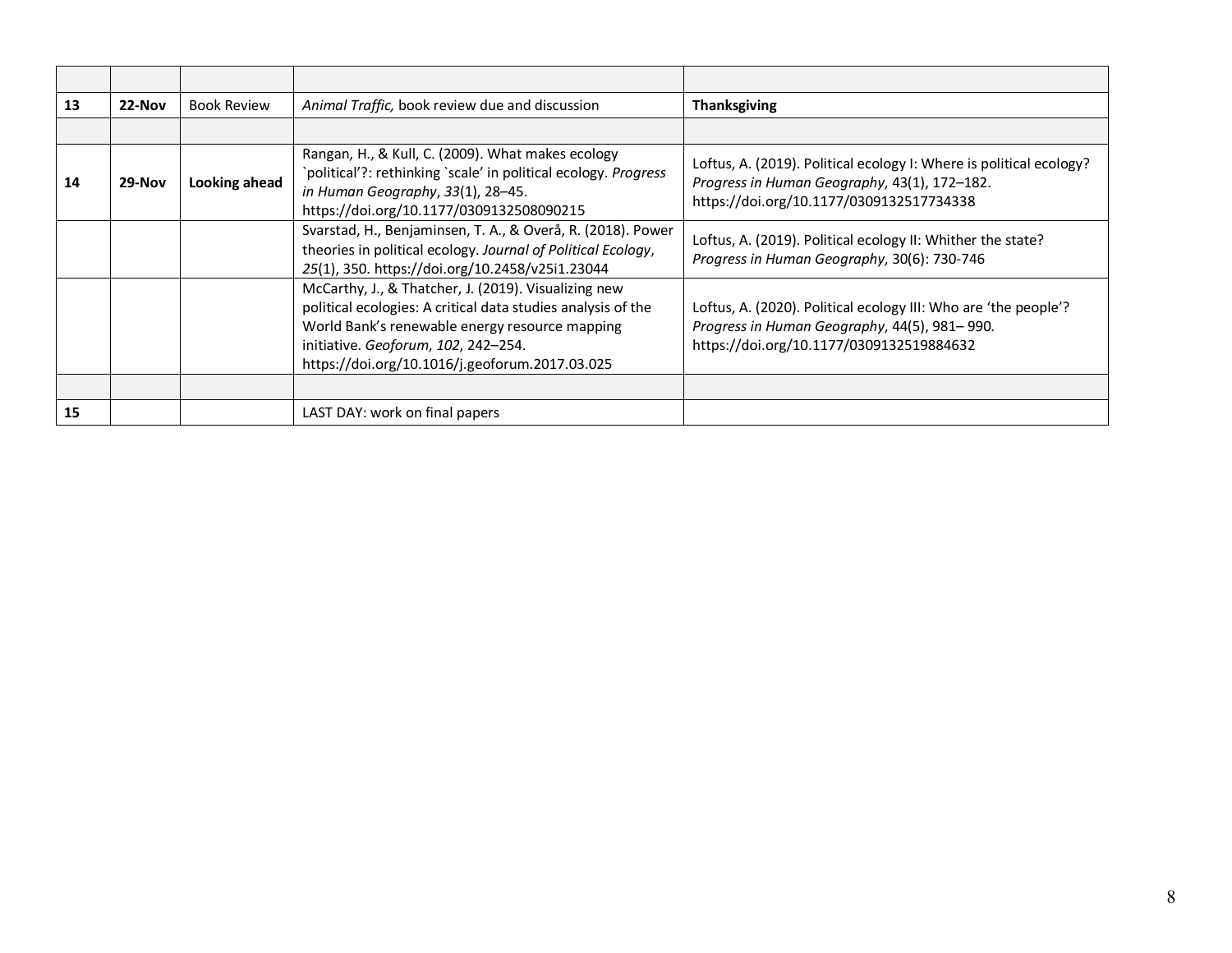| | | | | |
|---|---|---|---|---|
| | | | | |
| **13** | **22-Nov** | Book Review | *Animal Traffic,* book review due and discussion | **Thanksgiving** |
| | | | | |
| **14** | **29-Nov** | **Looking ahead** | Rangan, H., & Kull, C. (2009). What makes ecology `political'?: rethinking `scale' in political ecology. *Progress in Human Geography*, *33*(1), 28–45. https://doi.org/10.1177/0309132508090215 | Loftus, A. (2019). Political ecology I: Where is political ecology? *Progress in Human Geography*, 43(1), 172–182. https://doi.org/10.1177/0309132517734338 |
| | | | Svarstad, H., Benjaminsen, T. A., & Overå, R. (2018). Power theories in political ecology. *Journal of Political Ecology*, *25*(1), 350. https://doi.org/10.2458/v25i1.23044 | Loftus, A. (2019). Political ecology II: Whither the state? *Progress in Human Geography*, 30(6): 730-746 |
| | | | McCarthy, J., & Thatcher, J. (2019). Visualizing new political ecologies: A critical data studies analysis of the World Bank's renewable energy resource mapping initiative. *Geoforum*, *102*, 242–254. https://doi.org/10.1016/j.geoforum.2017.03.025 | Loftus, A. (2020). Political ecology III: Who are 'the people'? *Progress in Human Geography*, 44(5), 981– 990. https://doi.org/10.1177/0309132519884632 |
| | | | | |
| **15** | | | LAST DAY: work on final papers | |